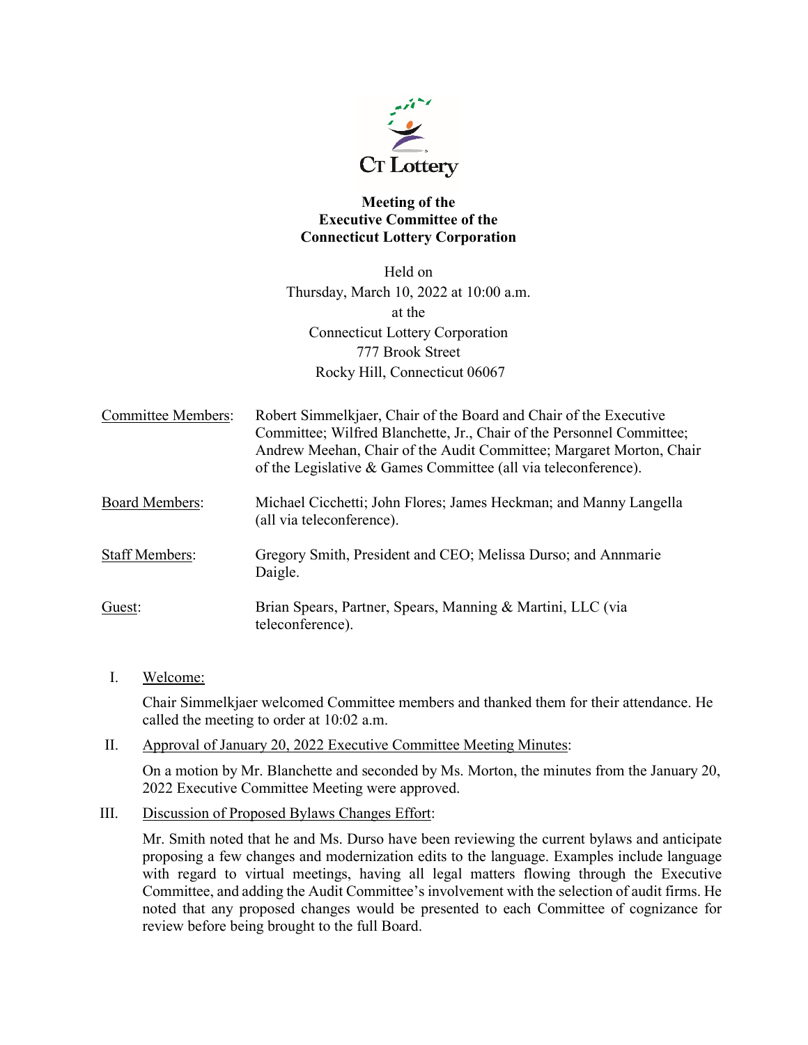# Meeting of the Executive Committee of the Connecticut Lottery Corporation

Held on
Thursday, March 10, 2022 at 10:00 a.m.
at the
Connecticut Lottery Corporation
777 Brook Street
Rocky Hill, Connecticut 06067

| | |
|---|---|
| Committee Members: | Robert Simmelkjaer, Chair of the Board and Chair of the Executive Committee; Wilfred Blanchette, Jr., Chair of the Personnel Committee; Andrew Meehan, Chair of the Audit Committee; Margaret Morton, Chair of the Legislative & Games Committee (all via teleconference). |
| Board Members: | Michael Cicchetti; John Flores; James Heckman; and Manny Langella (all via teleconference). |
| Staff Members: | Gregory Smith, President and CEO; Melissa Durso; and Annmarie Daigle. |
| Guest: | Brian Spears, Partner, Spears, Manning & Martini, LLC (via teleconference). |

I. Welcome:

Chair Simmelkjaer welcomed Committee members and thanked them for their attendance. He called the meeting to order at 10:02 a.m.

II. Approval of January 20, 2022 Executive Committee Meeting Minutes:

On a motion by Mr. Blanchette and seconded by Ms. Morton, the minutes from the January 20, 2022 Executive Committee Meeting were approved.

III. Discussion of Proposed Bylaws Changes Effort:

Mr. Smith noted that he and Ms. Durso have been reviewing the current bylaws and anticipate proposing a few changes and modernization edits to the language. Examples include language with regard to virtual meetings, having all legal matters flowing through the Executive Committee, and adding the Audit Committee's involvement with the selection of audit firms. He noted that any proposed changes would be presented to each Committee of cognizance for review before being brought to the full Board.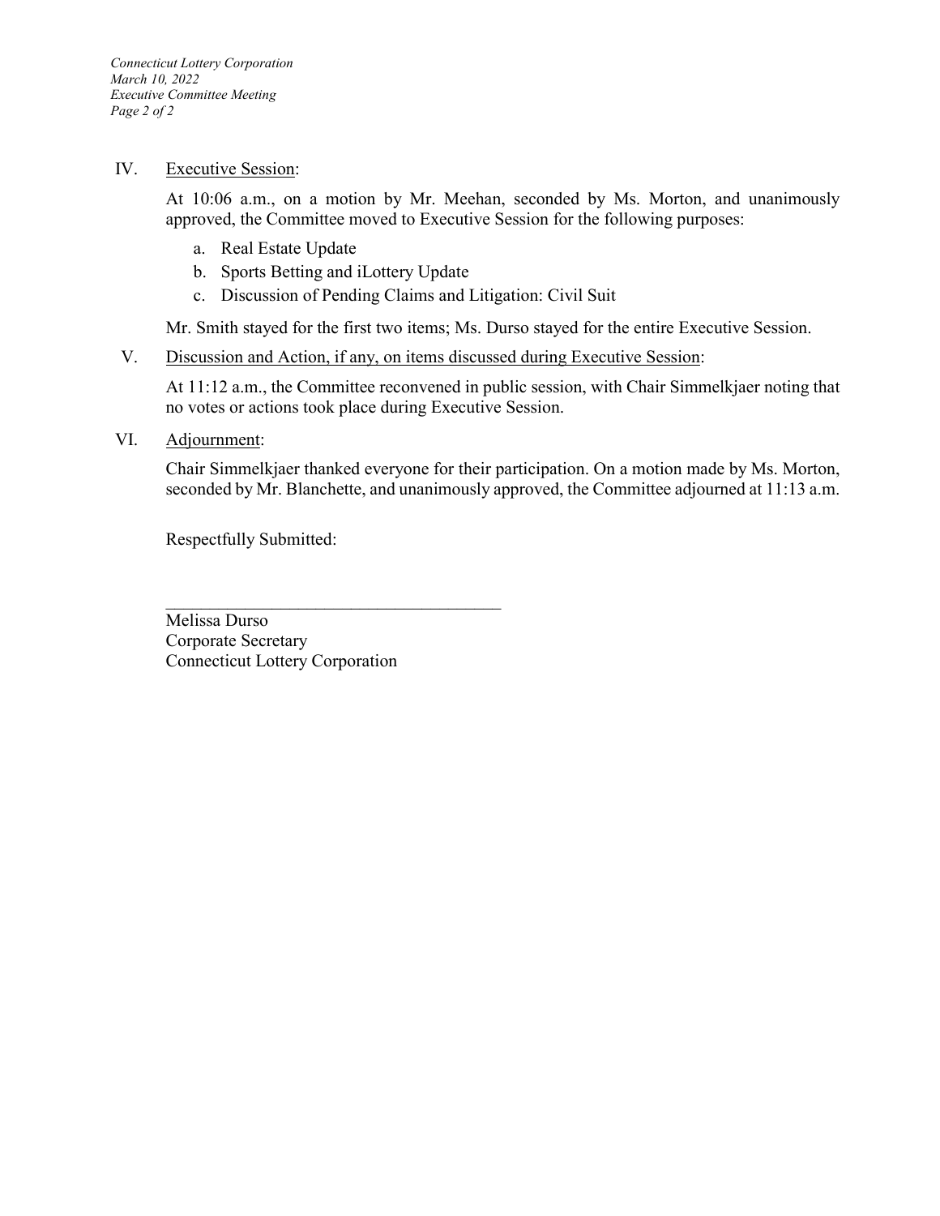IV. Executive Session:

At 10:06 a.m., on a motion by Mr. Meehan, seconded by Ms. Morton, and unanimously approved, the Committee moved to Executive Session for the following purposes:

a. Real Estate Update
b. Sports Betting and iLottery Update
c. Discussion of Pending Claims and Litigation: Civil Suit

Mr. Smith stayed for the first two items; Ms. Durso stayed for the entire Executive Session.

V. Discussion and Action, if any, on items discussed during Executive Session:

At 11:12 a.m., the Committee reconvened in public session, with Chair Simmelkjaer noting that no votes or actions took place during Executive Session.

VI. Adjournment:

Chair Simmelkjaer thanked everyone for their participation. On a motion made by Ms. Morton, seconded by Mr. Blanchette, and unanimously approved, the Committee adjourned at 11:13 a.m.

Respectfully Submitted:

\_\_\_\_\_\_\_\_\_\_\_\_\_\_\_\_\_\_\_\_\_\_\_\_\_\_\_\_\_\_\_\_\_\_\_\_\_\_

Melissa Durso
Corporate Secretary
Connecticut Lottery Corporation